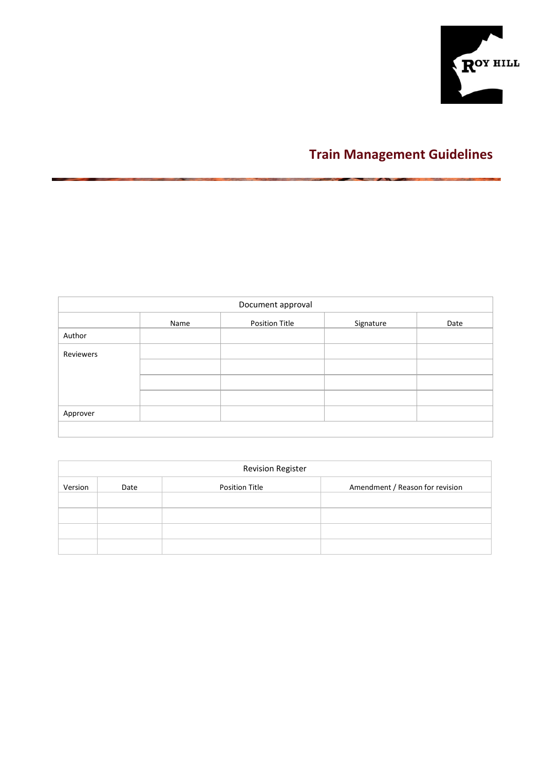# Train Management Guidelines

| Document approval | | | | |
|---|---|---|---|---|
| | Name | Position Title | Signature | Date |
| Author | | | | |
| Reviewers | | | | |
| | | | | |
| | | | | |
| | | | | |
| Approver | | | | |
| | | | | |

| Revision Register | | | |
|---|---|---|---|
| Version | Date | Position Title | Amendment / Reason for revision |
| | | | |
| | | | |
| | | | |
| | | | |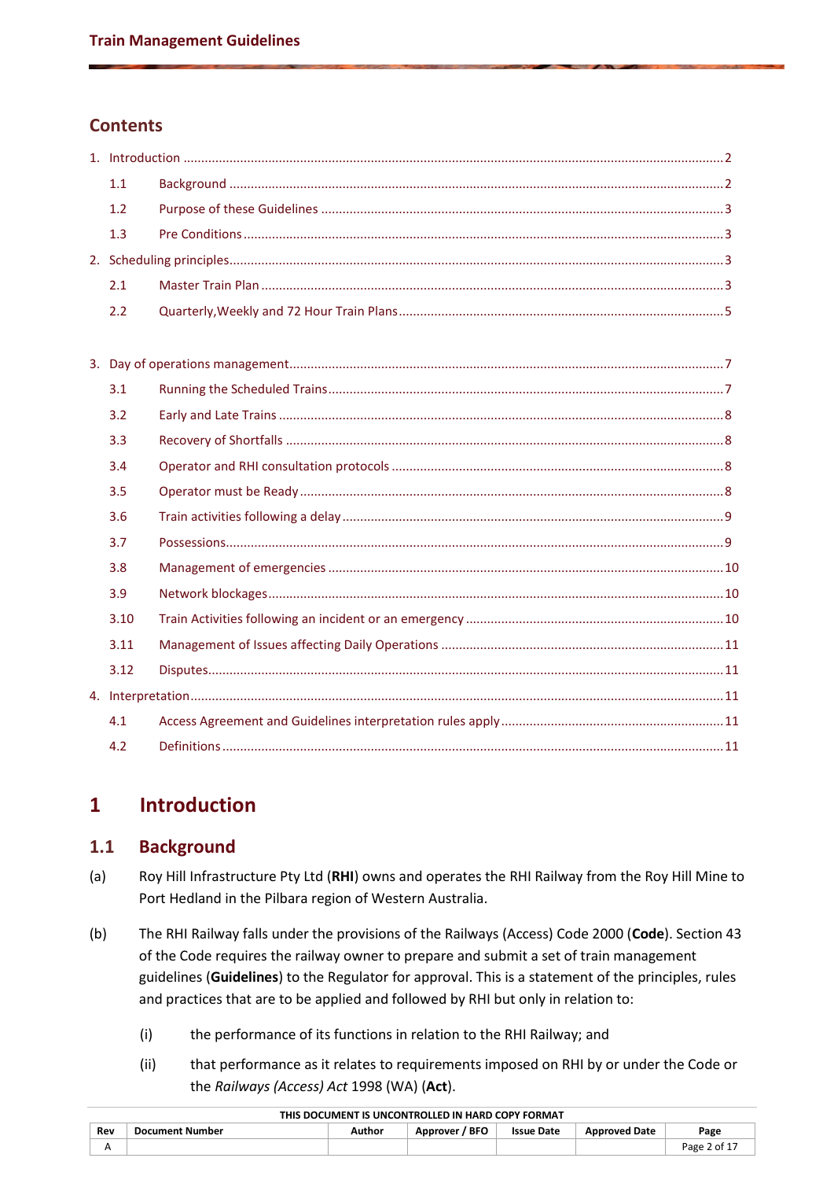## Contents

1. Introduction ........................................ 2
   - 1.1 Background ........................................ 2
   - 1.2 Purpose of these Guidelines ........................................ 3
   - 1.3 Pre Conditions ........................................ 3
2. Scheduling principles ........................................ 3
   - 2.1 Master Train Plan ........................................ 3
   - 2.2 Quarterly,Weekly and 72 Hour Train Plans ........................................ 5
3. Day of operations management ........................................ 7
   - 3.1 Running the Scheduled Trains ........................................ 7
   - 3.2 Early and Late Trains ........................................ 8
   - 3.3 Recovery of Shortfalls ........................................ 8
   - 3.4 Operator and RHI consultation protocols ........................................ 8
   - 3.5 Operator must be Ready ........................................ 8
   - 3.6 Train activities following a delay ........................................ 9
   - 3.7 Possessions ........................................ 9
   - 3.8 Management of emergencies ........................................ 10
   - 3.9 Network blockages ........................................ 10
   - 3.10 Train Activities following an incident or an emergency ........................................ 10
   - 3.11 Management of Issues affecting Daily Operations ........................................ 11
   - 3.12 Disputes ........................................ 11
4. Interpretation ........................................ 11
   - 4.1 Access Agreement and Guidelines interpretation rules apply ........................................ 11
   - 4.2 Definitions ........................................ 11

# 1 Introduction

## 1.1 Background

(a) Roy Hill Infrastructure Pty Ltd (**RHI**) owns and operates the RHI Railway from the Roy Hill Mine to Port Hedland in the Pilbara region of Western Australia.

(b) The RHI Railway falls under the provisions of the Railways (Access) Code 2000 (**Code**). Section 43 of the Code requires the railway owner to prepare and submit a set of train management guidelines (**Guidelines**) to the Regulator for approval. This is a statement of the principles, rules and practices that are to be applied and followed by RHI but only in relation to:

   (i) the performance of its functions in relation to the RHI Railway; and

   (ii) that performance as it relates to requirements imposed on RHI by or under the Code or the *Railways (Access) Act* 1998 (WA) (**Act**).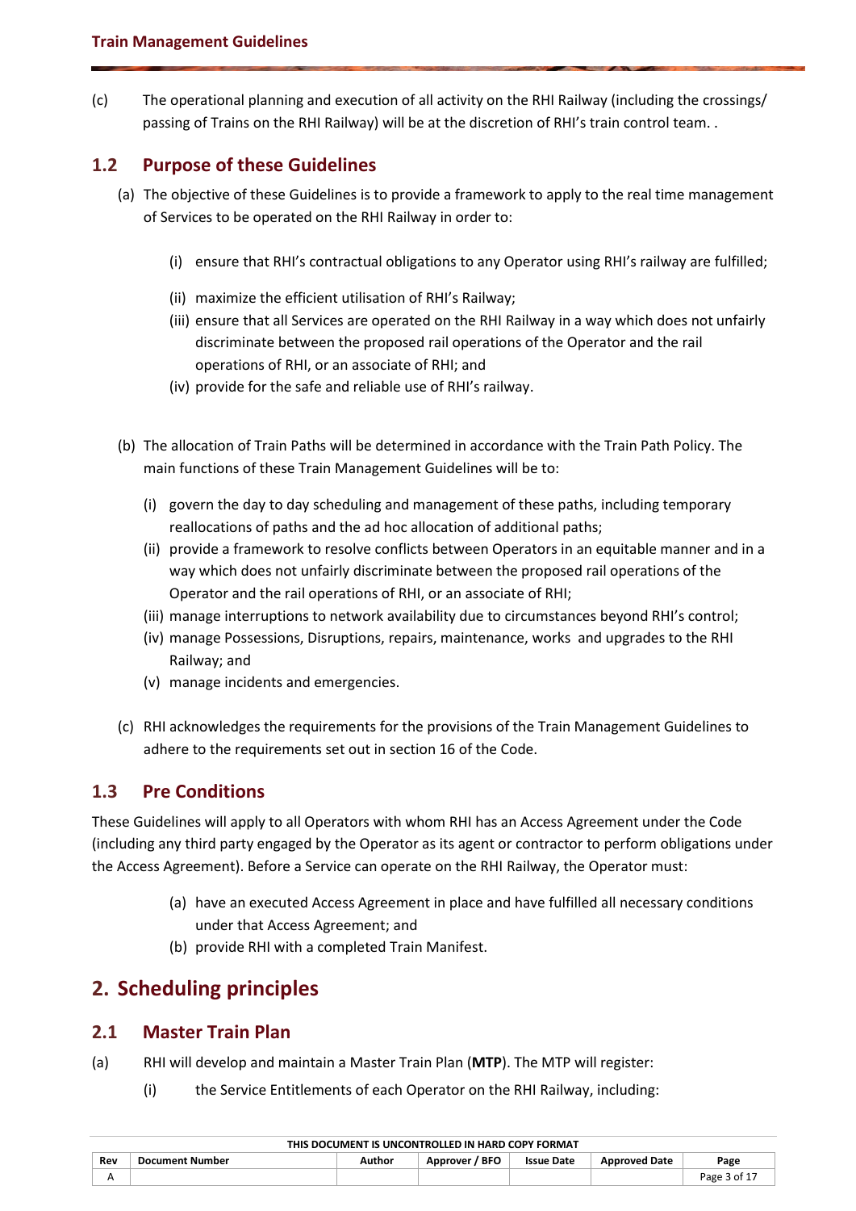(c) The operational planning and execution of all activity on the RHI Railway (including the crossings/ passing of Trains on the RHI Railway) will be at the discretion of RHI's train control team. .

## 1.2 Purpose of these Guidelines

(a) The objective of these Guidelines is to provide a framework to apply to the real time management of Services to be operated on the RHI Railway in order to:

- (i) ensure that RHI's contractual obligations to any Operator using RHI's railway are fulfilled;
- (ii) maximize the efficient utilisation of RHI's Railway;
- (iii) ensure that all Services are operated on the RHI Railway in a way which does not unfairly discriminate between the proposed rail operations of the Operator and the rail operations of RHI, or an associate of RHI; and
- (iv) provide for the safe and reliable use of RHI's railway.

(b) The allocation of Train Paths will be determined in accordance with the Train Path Policy. The main functions of these Train Management Guidelines will be to:

- (i) govern the day to day scheduling and management of these paths, including temporary reallocations of paths and the ad hoc allocation of additional paths;
- (ii) provide a framework to resolve conflicts between Operators in an equitable manner and in a way which does not unfairly discriminate between the proposed rail operations of the Operator and the rail operations of RHI, or an associate of RHI;
- (iii) manage interruptions to network availability due to circumstances beyond RHI's control;
- (iv) manage Possessions, Disruptions, repairs, maintenance, works and upgrades to the RHI Railway; and
- (v) manage incidents and emergencies.

(c) RHI acknowledges the requirements for the provisions of the Train Management Guidelines to adhere to the requirements set out in section 16 of the Code.

## 1.3 Pre Conditions

These Guidelines will apply to all Operators with whom RHI has an Access Agreement under the Code (including any third party engaged by the Operator as its agent or contractor to perform obligations under the Access Agreement). Before a Service can operate on the RHI Railway, the Operator must:

- (a) have an executed Access Agreement in place and have fulfilled all necessary conditions under that Access Agreement; and
- (b) provide RHI with a completed Train Manifest.

# 2. Scheduling principles

## 2.1 Master Train Plan

(a) RHI will develop and maintain a Master Train Plan (**MTP**). The MTP will register:

- (i) the Service Entitlements of each Operator on the RHI Railway, including: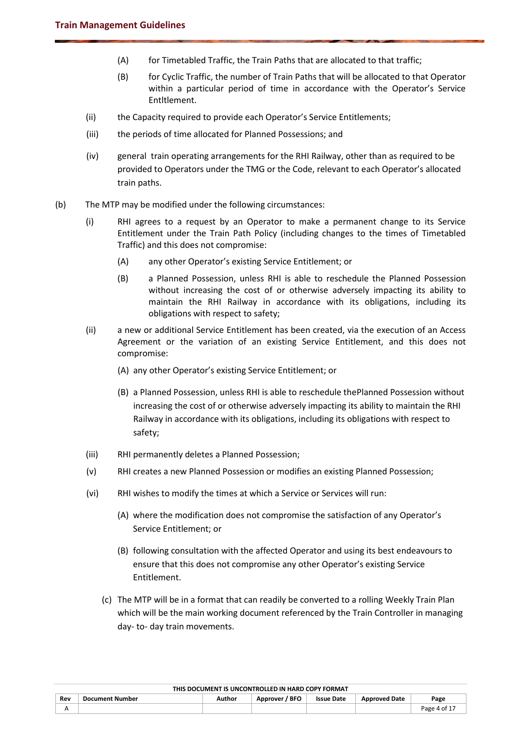(A) for Timetabled Traffic, the Train Paths that are allocated to that traffic;

(B) for Cyclic Traffic, the number of Train Paths that will be allocated to that Operator within a particular period of time in accordance with the Operator's Service Entltlement.

(ii) the Capacity required to provide each Operator's Service Entitlements;

(iii) the periods of time allocated for Planned Possessions; and

(iv) general train operating arrangements for the RHI Railway, other than as required to be provided to Operators under the TMG or the Code, relevant to each Operator's allocated train paths.

(b) The MTP may be modified under the following circumstances:

(i) RHI agrees to a request by an Operator to make a permanent change to its Service Entitlement under the Train Path Policy (including changes to the times of Timetabled Traffic) and this does not compromise:

(A) any other Operator's existing Service Entitlement; or

(B) a Planned Possession, unless RHI is able to reschedule the Planned Possession without increasing the cost of or otherwise adversely impacting its ability to maintain the RHI Railway in accordance with its obligations, including its obligations with respect to safety;

(ii) a new or additional Service Entitlement has been created, via the execution of an Access Agreement or the variation of an existing Service Entitlement, and this does not compromise:

(A) any other Operator's existing Service Entitlement; or

(B) a Planned Possession, unless RHI is able to reschedule thePlanned Possession without increasing the cost of or otherwise adversely impacting its ability to maintain the RHI Railway in accordance with its obligations, including its obligations with respect to safety;

(iii) RHI permanently deletes a Planned Possession;

(v) RHI creates a new Planned Possession or modifies an existing Planned Possession;

(vi) RHI wishes to modify the times at which a Service or Services will run:

(A) where the modification does not compromise the satisfaction of any Operator's Service Entitlement; or

(B) following consultation with the affected Operator and using its best endeavours to ensure that this does not compromise any other Operator's existing Service Entitlement.

(c) The MTP will be in a format that can readily be converted to a rolling Weekly Train Plan which will be the main working document referenced by the Train Controller in managing day- to- day train movements.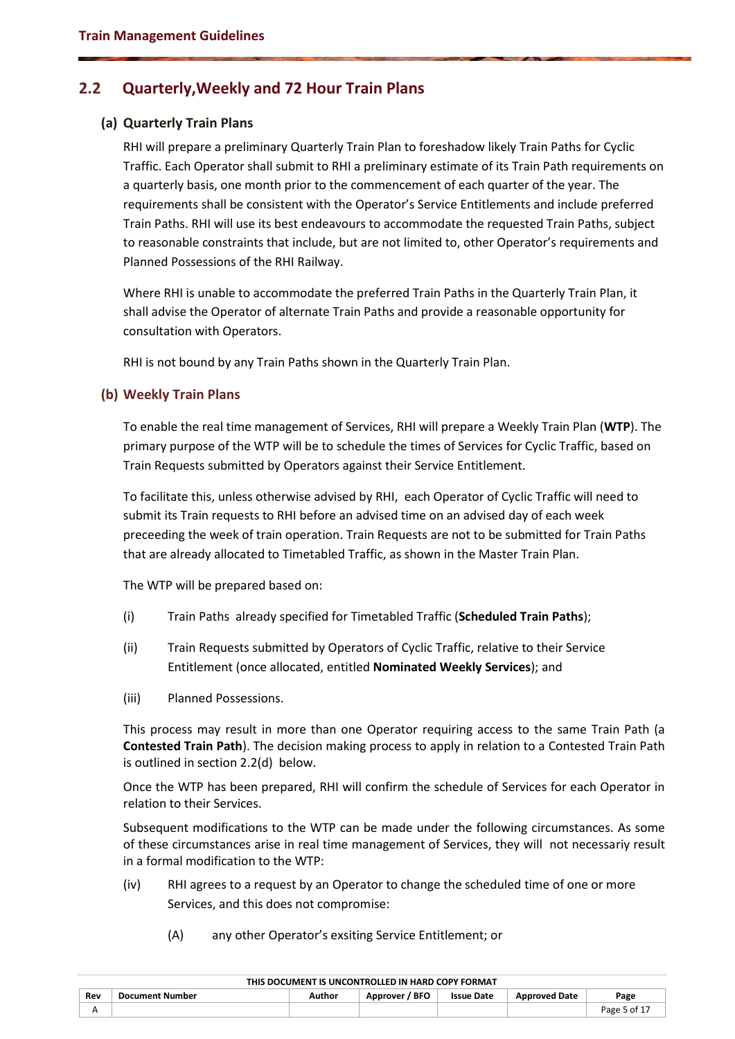## 2.2 Quarterly,Weekly and 72 Hour Train Plans

### (a) Quarterly Train Plans

RHI will prepare a preliminary Quarterly Train Plan to foreshadow likely Train Paths for Cyclic Traffic. Each Operator shall submit to RHI a preliminary estimate of its Train Path requirements on a quarterly basis, one month prior to the commencement of each quarter of the year. The requirements shall be consistent with the Operator's Service Entitlements and include preferred Train Paths. RHI will use its best endeavours to accommodate the requested Train Paths, subject to reasonable constraints that include, but are not limited to, other Operator's requirements and Planned Possessions of the RHI Railway.

Where RHI is unable to accommodate the preferred Train Paths in the Quarterly Train Plan, it shall advise the Operator of alternate Train Paths and provide a reasonable opportunity for consultation with Operators.

RHI is not bound by any Train Paths shown in the Quarterly Train Plan.

### (b) Weekly Train Plans

To enable the real time management of Services, RHI will prepare a Weekly Train Plan (**WTP**). The primary purpose of the WTP will be to schedule the times of Services for Cyclic Traffic, based on Train Requests submitted by Operators against their Service Entitlement.

To facilitate this, unless otherwise advised by RHI, each Operator of Cyclic Traffic will need to submit its Train requests to RHI before an advised time on an advised day of each week preceeding the week of train operation. Train Requests are not to be submitted for Train Paths that are already allocated to Timetabled Traffic, as shown in the Master Train Plan.

The WTP will be prepared based on:

(i) Train Paths already specified for Timetabled Traffic (**Scheduled Train Paths**);

(ii) Train Requests submitted by Operators of Cyclic Traffic, relative to their Service Entitlement (once allocated, entitled **Nominated Weekly Services**); and

(iii) Planned Possessions.

This process may result in more than one Operator requiring access to the same Train Path (a **Contested Train Path**). The decision making process to apply in relation to a Contested Train Path is outlined in section 2.2(d) below.

Once the WTP has been prepared, RHI will confirm the schedule of Services for each Operator in relation to their Services.

Subsequent modifications to the WTP can be made under the following circumstances. As some of these circumstances arise in real time management of Services, they will not necessariy result in a formal modification to the WTP:

(iv) RHI agrees to a request by an Operator to change the scheduled time of one or more Services, and this does not compromise:

  (A) any other Operator's exsiting Service Entitlement; or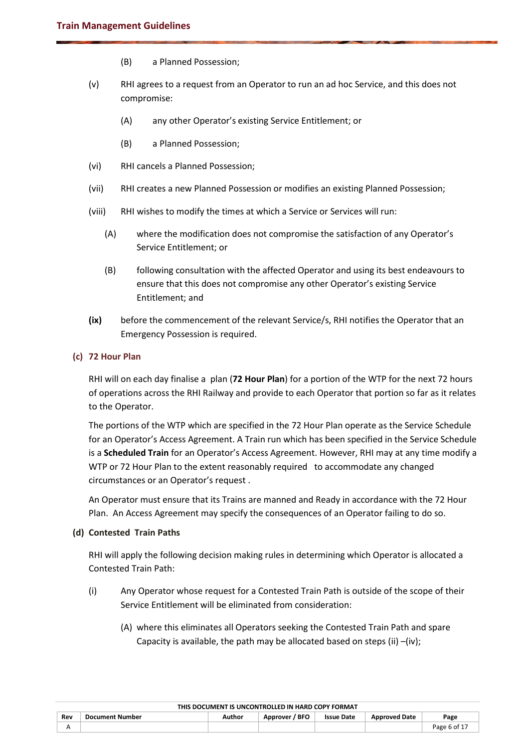(B) a Planned Possession;

(v) RHI agrees to a request from an Operator to run an ad hoc Service, and this does not compromise:

(A) any other Operator's existing Service Entitlement; or

(B) a Planned Possession;

(vi) RHI cancels a Planned Possession;

(vii) RHI creates a new Planned Possession or modifies an existing Planned Possession;

(viii) RHI wishes to modify the times at which a Service or Services will run:

(A) where the modification does not compromise the satisfaction of any Operator's Service Entitlement; or

(B) following consultation with the affected Operator and using its best endeavours to ensure that this does not compromise any other Operator's existing Service Entitlement; and

**(ix)** before the commencement of the relevant Service/s, RHI notifies the Operator that an Emergency Possession is required.

### (c) 72 Hour Plan

RHI will on each day finalise a plan (**72 Hour Plan**) for a portion of the WTP for the next 72 hours of operations across the RHI Railway and provide to each Operator that portion so far as it relates to the Operator.

The portions of the WTP which are specified in the 72 Hour Plan operate as the Service Schedule for an Operator's Access Agreement. A Train run which has been specified in the Service Schedule is a **Scheduled Train** for an Operator's Access Agreement. However, RHI may at any time modify a WTP or 72 Hour Plan to the extent reasonably required to accommodate any changed circumstances or an Operator's request .

An Operator must ensure that its Trains are manned and Ready in accordance with the 72 Hour Plan. An Access Agreement may specify the consequences of an Operator failing to do so.

### (d) Contested Train Paths

RHI will apply the following decision making rules in determining which Operator is allocated a Contested Train Path:

(i) Any Operator whose request for a Contested Train Path is outside of the scope of their Service Entitlement will be eliminated from consideration:

(A) where this eliminates all Operators seeking the Contested Train Path and spare Capacity is available, the path may be allocated based on steps (ii) –(iv);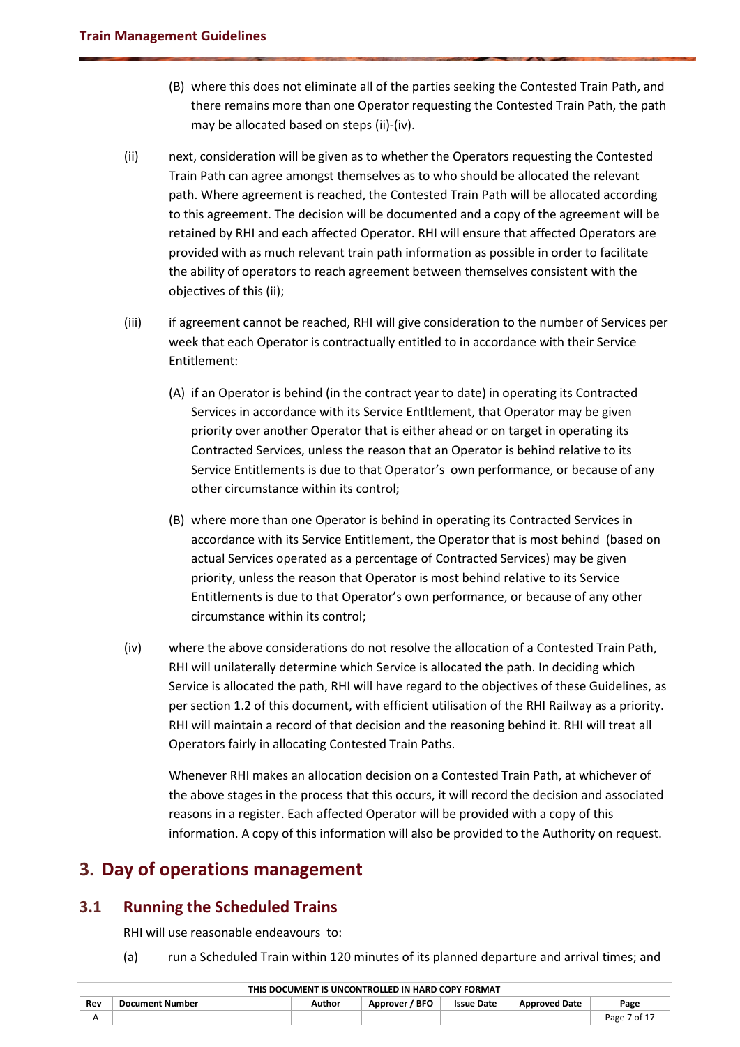(B) where this does not eliminate all of the parties seeking the Contested Train Path, and there remains more than one Operator requesting the Contested Train Path, the path may be allocated based on steps (ii)-(iv).

(ii) next, consideration will be given as to whether the Operators requesting the Contested Train Path can agree amongst themselves as to who should be allocated the relevant path. Where agreement is reached, the Contested Train Path will be allocated according to this agreement. The decision will be documented and a copy of the agreement will be retained by RHI and each affected Operator. RHI will ensure that affected Operators are provided with as much relevant train path information as possible in order to facilitate the ability of operators to reach agreement between themselves consistent with the objectives of this (ii);

(iii) if agreement cannot be reached, RHI will give consideration to the number of Services per week that each Operator is contractually entitled to in accordance with their Service Entitlement:

(A) if an Operator is behind (in the contract year to date) in operating its Contracted Services in accordance with its Service Entltlement, that Operator may be given priority over another Operator that is either ahead or on target in operating its Contracted Services, unless the reason that an Operator is behind relative to its Service Entitlements is due to that Operator's own performance, or because of any other circumstance within its control;

(B) where more than one Operator is behind in operating its Contracted Services in accordance with its Service Entitlement, the Operator that is most behind (based on actual Services operated as a percentage of Contracted Services) may be given priority, unless the reason that Operator is most behind relative to its Service Entitlements is due to that Operator's own performance, or because of any other circumstance within its control;

(iv) where the above considerations do not resolve the allocation of a Contested Train Path, RHI will unilaterally determine which Service is allocated the path. In deciding which Service is allocated the path, RHI will have regard to the objectives of these Guidelines, as per section 1.2 of this document, with efficient utilisation of the RHI Railway as a priority. RHI will maintain a record of that decision and the reasoning behind it. RHI will treat all Operators fairly in allocating Contested Train Paths.

Whenever RHI makes an allocation decision on a Contested Train Path, at whichever of the above stages in the process that this occurs, it will record the decision and associated reasons in a register. Each affected Operator will be provided with a copy of this information. A copy of this information will also be provided to the Authority on request.

# 3. Day of operations management

## 3.1 Running the Scheduled Trains

RHI will use reasonable endeavours to:

(a) run a Scheduled Train within 120 minutes of its planned departure and arrival times; and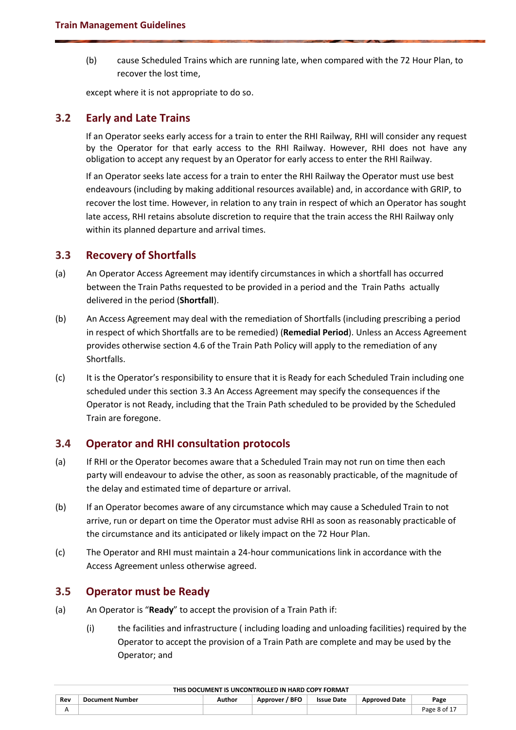(b) cause Scheduled Trains which are running late, when compared with the 72 Hour Plan, to recover the lost time,

except where it is not appropriate to do so.

## 3.2 Early and Late Trains

If an Operator seeks early access for a train to enter the RHI Railway, RHI will consider any request by the Operator for that early access to the RHI Railway. However, RHI does not have any obligation to accept any request by an Operator for early access to enter the RHI Railway.

If an Operator seeks late access for a train to enter the RHI Railway the Operator must use best endeavours (including by making additional resources available) and, in accordance with GRIP, to recover the lost time. However, in relation to any train in respect of which an Operator has sought late access, RHI retains absolute discretion to require that the train access the RHI Railway only within its planned departure and arrival times.

## 3.3 Recovery of Shortfalls

(a) An Operator Access Agreement may identify circumstances in which a shortfall has occurred between the Train Paths requested to be provided in a period and the Train Paths actually delivered in the period (**Shortfall**).

(b) An Access Agreement may deal with the remediation of Shortfalls (including prescribing a period in respect of which Shortfalls are to be remedied) (**Remedial Period**). Unless an Access Agreement provides otherwise section 4.6 of the Train Path Policy will apply to the remediation of any Shortfalls.

(c) It is the Operator's responsibility to ensure that it is Ready for each Scheduled Train including one scheduled under this section 3.3 An Access Agreement may specify the consequences if the Operator is not Ready, including that the Train Path scheduled to be provided by the Scheduled Train are foregone.

## 3.4 Operator and RHI consultation protocols

(a) If RHI or the Operator becomes aware that a Scheduled Train may not run on time then each party will endeavour to advise the other, as soon as reasonably practicable, of the magnitude of the delay and estimated time of departure or arrival.

(b) If an Operator becomes aware of any circumstance which may cause a Scheduled Train to not arrive, run or depart on time the Operator must advise RHI as soon as reasonably practicable of the circumstance and its anticipated or likely impact on the 72 Hour Plan.

(c) The Operator and RHI must maintain a 24-hour communications link in accordance with the Access Agreement unless otherwise agreed.

## 3.5 Operator must be Ready

(a) An Operator is "**Ready**" to accept the provision of a Train Path if:

(i) the facilities and infrastructure ( including loading and unloading facilities) required by the Operator to accept the provision of a Train Path are complete and may be used by the Operator; and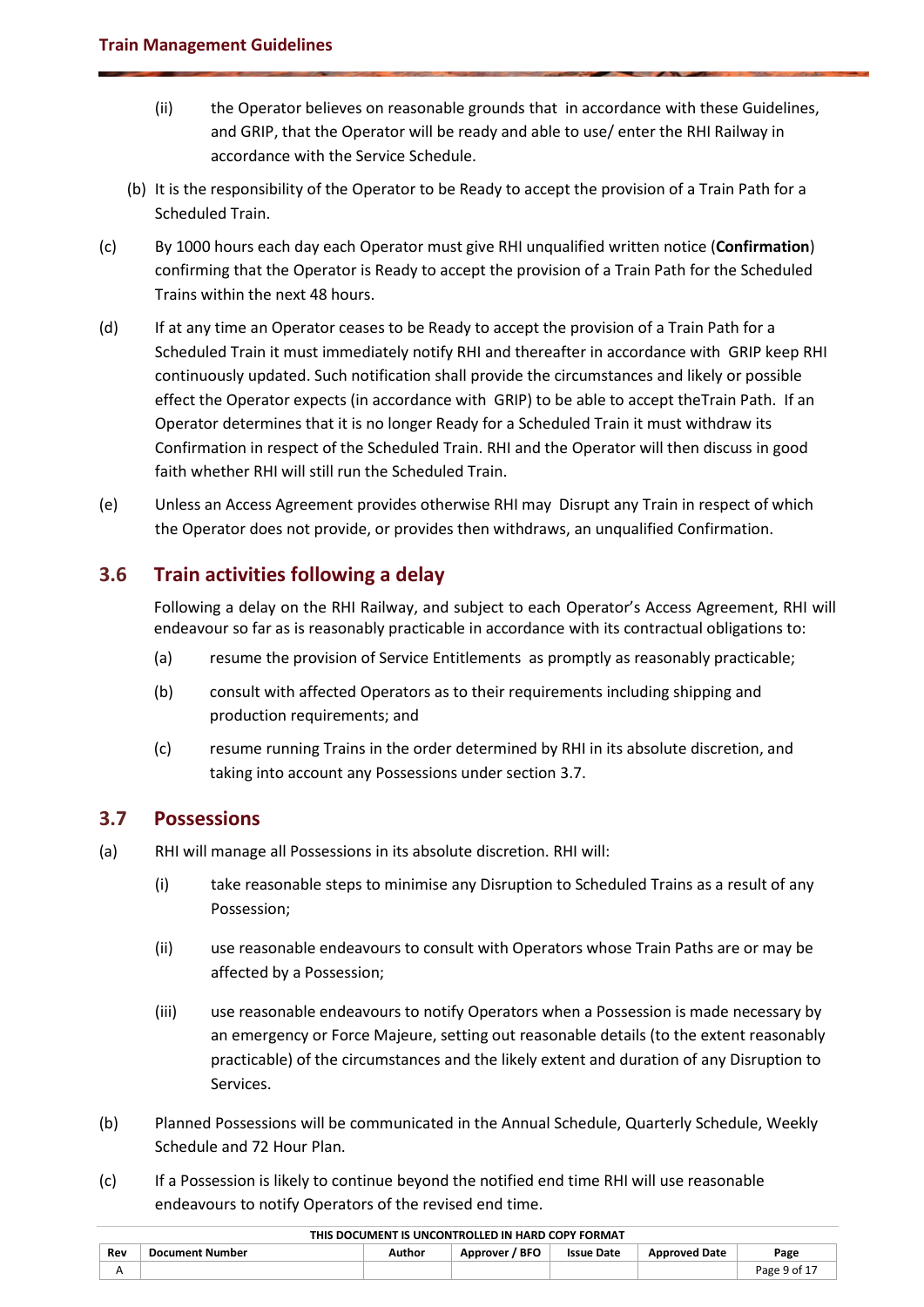(ii) the Operator believes on reasonable grounds that in accordance with these Guidelines, and GRIP, that the Operator will be ready and able to use/ enter the RHI Railway in accordance with the Service Schedule.

(b) It is the responsibility of the Operator to be Ready to accept the provision of a Train Path for a Scheduled Train.

(c) By 1000 hours each day each Operator must give RHI unqualified written notice (**Confirmation**) confirming that the Operator is Ready to accept the provision of a Train Path for the Scheduled Trains within the next 48 hours.

(d) If at any time an Operator ceases to be Ready to accept the provision of a Train Path for a Scheduled Train it must immediately notify RHI and thereafter in accordance with GRIP keep RHI continuously updated. Such notification shall provide the circumstances and likely or possible effect the Operator expects (in accordance with GRIP) to be able to accept theTrain Path. If an Operator determines that it is no longer Ready for a Scheduled Train it must withdraw its Confirmation in respect of the Scheduled Train. RHI and the Operator will then discuss in good faith whether RHI will still run the Scheduled Train.

(e) Unless an Access Agreement provides otherwise RHI may Disrupt any Train in respect of which the Operator does not provide, or provides then withdraws, an unqualified Confirmation.

## 3.6 Train activities following a delay

Following a delay on the RHI Railway, and subject to each Operator's Access Agreement, RHI will endeavour so far as is reasonably practicable in accordance with its contractual obligations to:

(a) resume the provision of Service Entitlements as promptly as reasonably practicable;

(b) consult with affected Operators as to their requirements including shipping and production requirements; and

(c) resume running Trains in the order determined by RHI in its absolute discretion, and taking into account any Possessions under section 3.7.

## 3.7 Possessions

(a) RHI will manage all Possessions in its absolute discretion. RHI will:

(i) take reasonable steps to minimise any Disruption to Scheduled Trains as a result of any Possession;

(ii) use reasonable endeavours to consult with Operators whose Train Paths are or may be affected by a Possession;

(iii) use reasonable endeavours to notify Operators when a Possession is made necessary by an emergency or Force Majeure, setting out reasonable details (to the extent reasonably practicable) of the circumstances and the likely extent and duration of any Disruption to Services.

(b) Planned Possessions will be communicated in the Annual Schedule, Quarterly Schedule, Weekly Schedule and 72 Hour Plan.

(c) If a Possession is likely to continue beyond the notified end time RHI will use reasonable endeavours to notify Operators of the revised end time.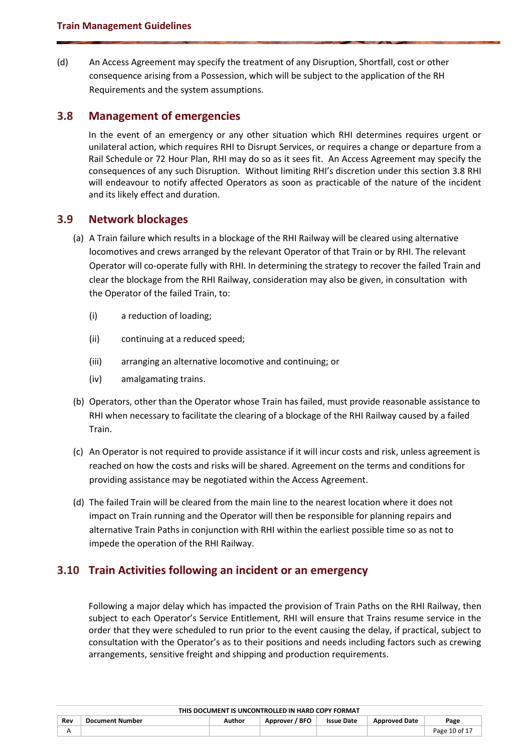(d) An Access Agreement may specify the treatment of any Disruption, Shortfall, cost or other consequence arising from a Possession, which will be subject to the application of the RH Requirements and the system assumptions.

## 3.8 Management of emergencies

In the event of an emergency or any other situation which RHI determines requires urgent or unilateral action, which requires RHI to Disrupt Services, or requires a change or departure from a Rail Schedule or 72 Hour Plan, RHI may do so as it sees fit. An Access Agreement may specify the consequences of any such Disruption. Without limiting RHI's discretion under this section 3.8 RHI will endeavour to notify affected Operators as soon as practicable of the nature of the incident and its likely effect and duration.

## 3.9 Network blockages

(a) A Train failure which results in a blockage of the RHI Railway will be cleared using alternative locomotives and crews arranged by the relevant Operator of that Train or by RHI. The relevant Operator will co-operate fully with RHI. In determining the strategy to recover the failed Train and clear the blockage from the RHI Railway, consideration may also be given, in consultation with the Operator of the failed Train, to:

(i) a reduction of loading;

(ii) continuing at a reduced speed;

(iii) arranging an alternative locomotive and continuing; or

(iv) amalgamating trains.

(b) Operators, other than the Operator whose Train has failed, must provide reasonable assistance to RHI when necessary to facilitate the clearing of a blockage of the RHI Railway caused by a failed Train.

(c) An Operator is not required to provide assistance if it will incur costs and risk, unless agreement is reached on how the costs and risks will be shared. Agreement on the terms and conditions for providing assistance may be negotiated within the Access Agreement.

(d) The failed Train will be cleared from the main line to the nearest location where it does not impact on Train running and the Operator will then be responsible for planning repairs and alternative Train Paths in conjunction with RHI within the earliest possible time so as not to impede the operation of the RHI Railway.

## 3.10 Train Activities following an incident or an emergency

Following a major delay which has impacted the provision of Train Paths on the RHI Railway, then subject to each Operator's Service Entitlement, RHI will ensure that Trains resume service in the order that they were scheduled to run prior to the event causing the delay, if practical, subject to consultation with the Operator's as to their positions and needs including factors such as crewing arrangements, sensitive freight and shipping and production requirements.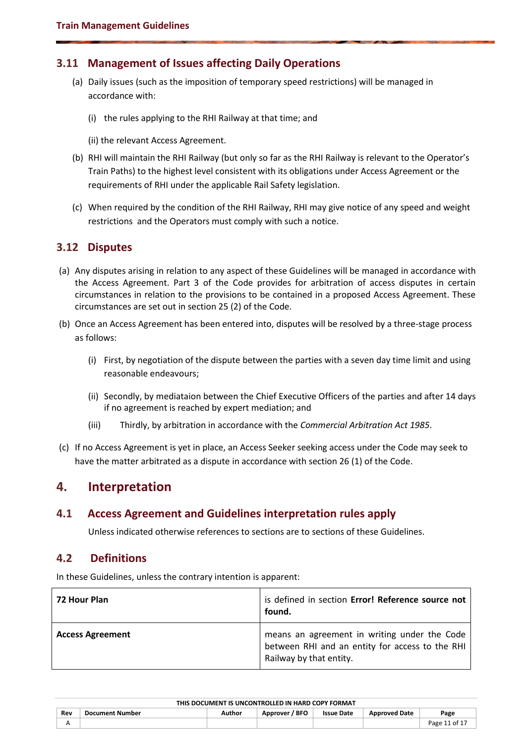## 3.11 Management of Issues affecting Daily Operations

(a) Daily issues (such as the imposition of temporary speed restrictions) will be managed in accordance with:

(i) the rules applying to the RHI Railway at that time; and

(ii) the relevant Access Agreement.

(b) RHI will maintain the RHI Railway (but only so far as the RHI Railway is relevant to the Operator's Train Paths) to the highest level consistent with its obligations under Access Agreement or the requirements of RHI under the applicable Rail Safety legislation.

(c) When required by the condition of the RHI Railway, RHI may give notice of any speed and weight restrictions and the Operators must comply with such a notice.

## 3.12 Disputes

(a) Any disputes arising in relation to any aspect of these Guidelines will be managed in accordance with the Access Agreement. Part 3 of the Code provides for arbitration of access disputes in certain circumstances in relation to the provisions to be contained in a proposed Access Agreement. These circumstances are set out in section 25 (2) of the Code.

(b) Once an Access Agreement has been entered into, disputes will be resolved by a three-stage process as follows:

(i) First, by negotiation of the dispute between the parties with a seven day time limit and using reasonable endeavours;

(ii) Secondly, by mediataion between the Chief Executive Officers of the parties and after 14 days if no agreement is reached by expert mediation; and

(iii) Thirdly, by arbitration in accordance with the *Commercial Arbitration Act 1985*.

(c) If no Access Agreement is yet in place, an Access Seeker seeking access under the Code may seek to have the matter arbitrated as a dispute in accordance with section 26 (1) of the Code.

# 4. Interpretation

## 4.1 Access Agreement and Guidelines interpretation rules apply

Unless indicated otherwise references to sections are to sections of these Guidelines.

## 4.2 Definitions

In these Guidelines, unless the contrary intention is apparent:

| | |
|---|---|
| **72 Hour Plan** | is defined in section **Error! Reference source not found.** |
| **Access Agreement** | means an agreement in writing under the Code between RHI and an entity for access to the RHI Railway by that entity. |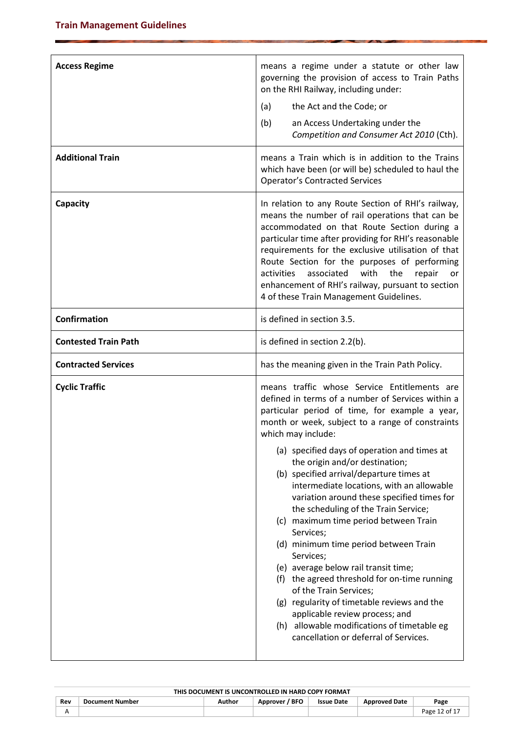| | |
|---|---|
| **Access Regime** | means a regime under a statute or other law governing the provision of access to Train Paths on the RHI Railway, including under:<br>(a) the Act and the Code; or<br>(b) an Access Undertaking under the *Competition and Consumer Act 2010* (Cth). |
| **Additional Train** | means a Train which is in addition to the Trains which have been (or will be) scheduled to haul the Operator's Contracted Services |
| **Capacity** | In relation to any Route Section of RHI's railway, means the number of rail operations that can be accommodated on that Route Section during a particular time after providing for RHI's reasonable requirements for the exclusive utilisation of that Route Section for the purposes of performing activities associated with the repair or enhancement of RHI's railway, pursuant to section 4 of these Train Management Guidelines. |
| **Confirmation** | is defined in section 3.5. |
| **Contested Train Path** | is defined in section 2.2(b). |
| **Contracted Services** | has the meaning given in the Train Path Policy. |
| **Cyclic Traffic** | means traffic whose Service Entitlements are defined in terms of a number of Services within a particular period of time, for example a year, month or week, subject to a range of constraints which may include:<br>(a) specified days of operation and times at the origin and/or destination;<br>(b) specified arrival/departure times at intermediate locations, with an allowable variation around these specified times for the scheduling of the Train Service;<br>(c) maximum time period between Train Services;<br>(d) minimum time period between Train Services;<br>(e) average below rail transit time;<br>(f) the agreed threshold for on-time running of the Train Services;<br>(g) regularity of timetable reviews and the applicable review process; and<br>(h) allowable modifications of timetable eg cancellation or deferral of Services. |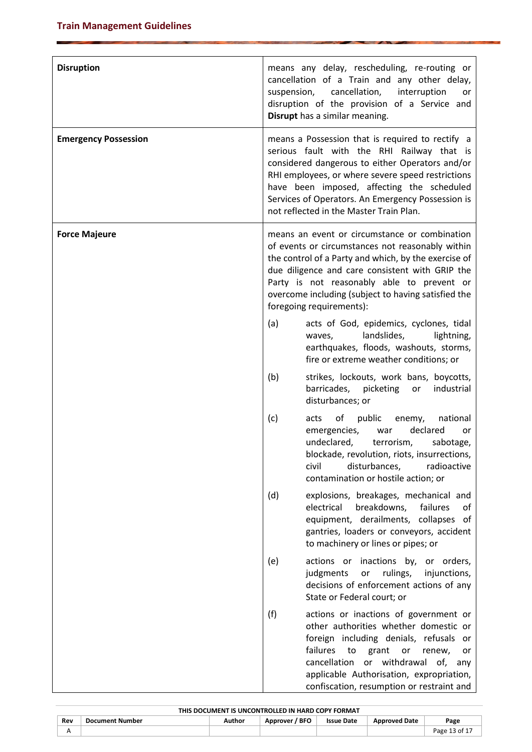| | |
|---|---|
| **Disruption** | means any delay, rescheduling, re-routing or cancellation of a Train and any other delay, suspension, cancellation, interruption or disruption of the provision of a Service and **Disrupt** has a similar meaning. |
| **Emergency Possession** | means a Possession that is required to rectify a serious fault with the RHI Railway that is considered dangerous to either Operators and/or RHI employees, or where severe speed restrictions have been imposed, affecting the scheduled Services of Operators. An Emergency Possession is not reflected in the Master Train Plan. |
| **Force Majeure** | means an event or circumstance or combination of events or circumstances not reasonably within the control of a Party and which, by the exercise of due diligence and care consistent with GRIP the Party is not reasonably able to prevent or overcome including (subject to having satisfied the foregoing requirements):<br><br>(a) acts of God, epidemics, cyclones, tidal waves, landslides, lightning, earthquakes, floods, washouts, storms, fire or extreme weather conditions; or<br><br>(b) strikes, lockouts, work bans, boycotts, barricades, picketing or industrial disturbances; or<br><br>(c) acts of public enemy, national emergencies, war declared or undeclared, terrorism, sabotage, blockade, revolution, riots, insurrections, civil disturbances, radioactive contamination or hostile action; or<br><br>(d) explosions, breakages, mechanical and electrical breakdowns, failures of equipment, derailments, collapses of gantries, loaders or conveyors, accident to machinery or lines or pipes; or<br><br>(e) actions or inactions by, or orders, judgments or rulings, injunctions, decisions of enforcement actions of any State or Federal court; or<br><br>(f) actions or inactions of government or other authorities whether domestic or foreign including denials, refusals or failures to grant or renew, or cancellation or withdrawal of, any applicable Authorisation, expropriation, confiscation, resumption or restraint and |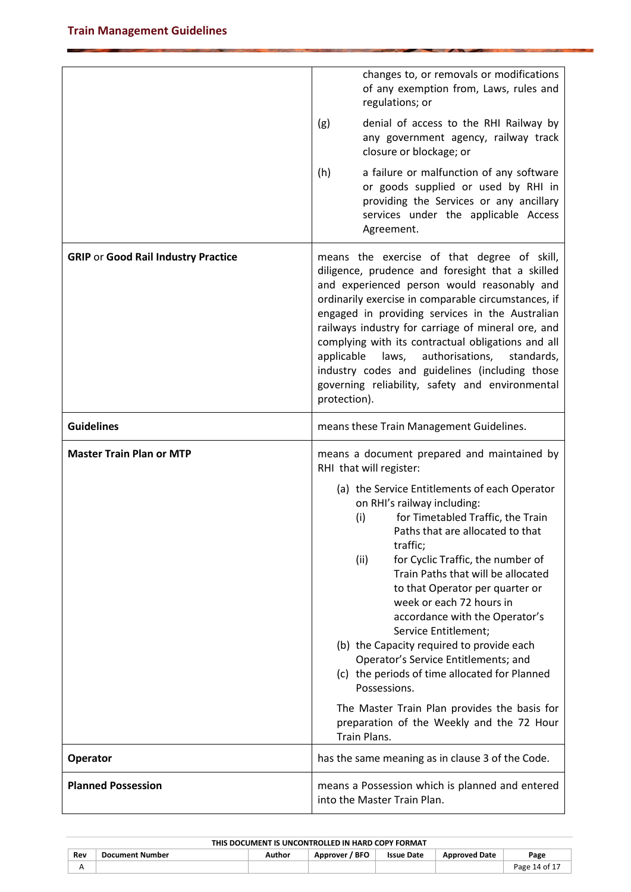| | |
|---|---|
| | changes to, or removals or modifications of any exemption from, Laws, rules and regulations; or<br><br>(g) denial of access to the RHI Railway by any government agency, railway track closure or blockage; or<br><br>(h) a failure or malfunction of any software or goods supplied or used by RHI in providing the Services or any ancillary services under the applicable Access Agreement. |
| **GRIP** or **Good Rail Industry Practice** | means the exercise of that degree of skill, diligence, prudence and foresight that a skilled and experienced person would reasonably and ordinarily exercise in comparable circumstances, if engaged in providing services in the Australian railways industry for carriage of mineral ore, and complying with its contractual obligations and all applicable laws, authorisations, standards, industry codes and guidelines (including those governing reliability, safety and environmental protection). |
| **Guidelines** | means these Train Management Guidelines. |
| **Master Train Plan or MTP** | means a document prepared and maintained by RHI that will register:<br><br>(a) the Service Entitlements of each Operator on RHI's railway including:<br>(i) for Timetabled Traffic, the Train Paths that are allocated to that traffic;<br>(ii) for Cyclic Traffic, the number of Train Paths that will be allocated to that Operator per quarter or week or each 72 hours in accordance with the Operator's Service Entitlement;<br>(b) the Capacity required to provide each Operator's Service Entitlements; and<br>(c) the periods of time allocated for Planned Possessions.<br><br>The Master Train Plan provides the basis for preparation of the Weekly and the 72 Hour Train Plans. |
| **Operator** | has the same meaning as in clause 3 of the Code. |
| **Planned Possession** | means a Possession which is planned and entered into the Master Train Plan. |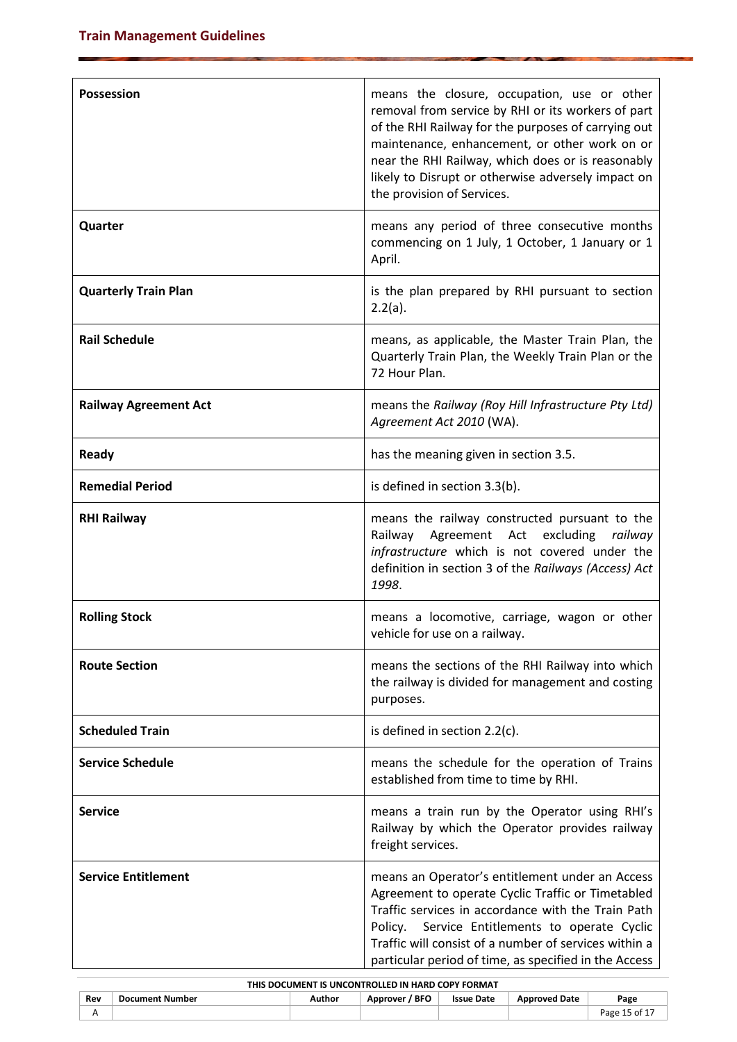| | |
|---|---|
| **Possession** | means the closure, occupation, use or other removal from service by RHI or its workers of part of the RHI Railway for the purposes of carrying out maintenance, enhancement, or other work on or near the RHI Railway, which does or is reasonably likely to Disrupt or otherwise adversely impact on the provision of Services. |
| **Quarter** | means any period of three consecutive months commencing on 1 July, 1 October, 1 January or 1 April. |
| **Quarterly Train Plan** | is the plan prepared by RHI pursuant to section 2.2(a). |
| **Rail Schedule** | means, as applicable, the Master Train Plan, the Quarterly Train Plan, the Weekly Train Plan or the 72 Hour Plan. |
| **Railway Agreement Act** | means the *Railway (Roy Hill Infrastructure Pty Ltd) Agreement Act 2010* (WA). |
| **Ready** | has the meaning given in section 3.5. |
| **Remedial Period** | is defined in section 3.3(b). |
| **RHI Railway** | means the railway constructed pursuant to the Railway Agreement Act excluding *railway infrastructure* which is not covered under the definition in section 3 of the *Railways (Access) Act 1998*. |
| **Rolling Stock** | means a locomotive, carriage, wagon or other vehicle for use on a railway. |
| **Route Section** | means the sections of the RHI Railway into which the railway is divided for management and costing purposes. |
| **Scheduled Train** | is defined in section 2.2(c). |
| **Service Schedule** | means the schedule for the operation of Trains established from time to time by RHI. |
| **Service** | means a train run by the Operator using RHI's Railway by which the Operator provides railway freight services. |
| **Service Entitlement** | means an Operator's entitlement under an Access Agreement to operate Cyclic Traffic or Timetabled Traffic services in accordance with the Train Path Policy. Service Entitlements to operate Cyclic Traffic will consist of a number of services within a particular period of time, as specified in the Access |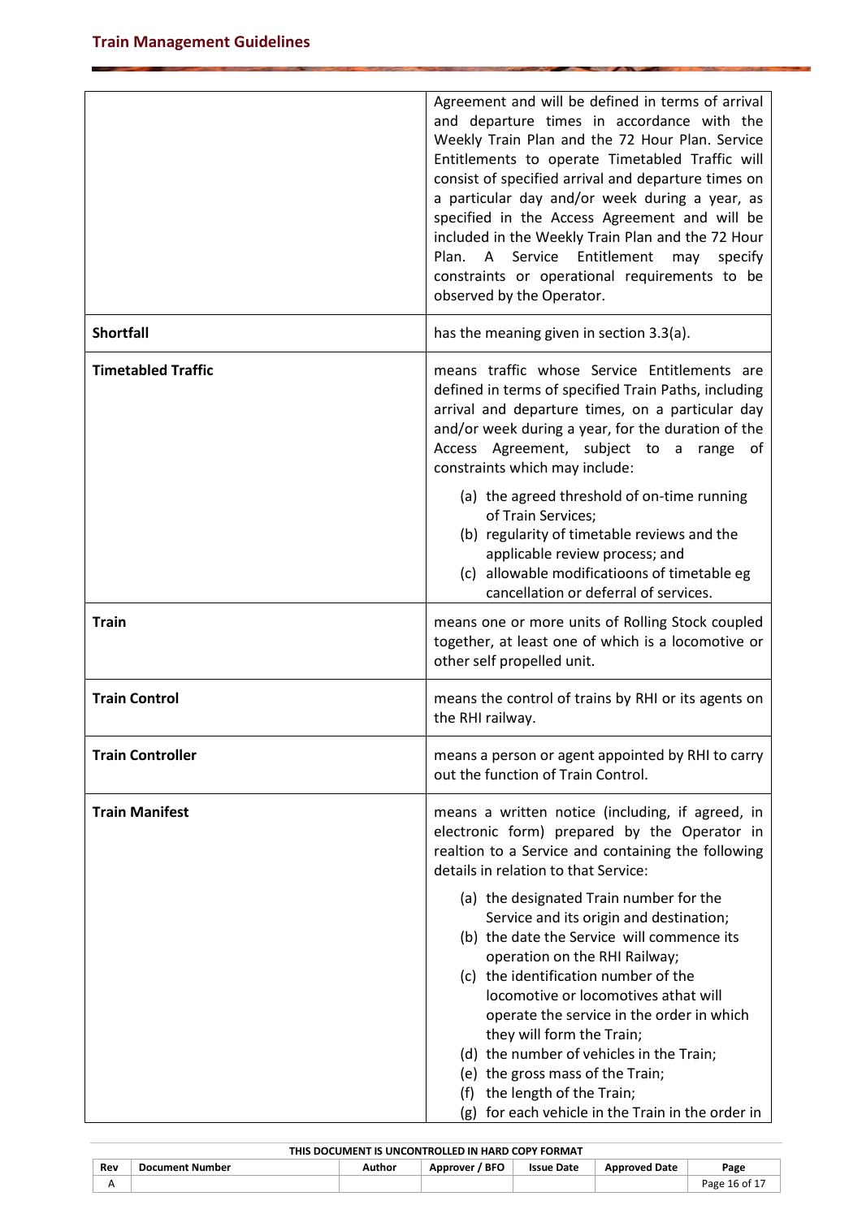| | |
|---|---|
| | Agreement and will be defined in terms of arrival and departure times in accordance with the Weekly Train Plan and the 72 Hour Plan. Service Entitlements to operate Timetabled Traffic will consist of specified arrival and departure times on a particular day and/or week during a year, as specified in the Access Agreement and will be included in the Weekly Train Plan and the 72 Hour Plan. A Service Entitlement may specify constraints or operational requirements to be observed by the Operator. |
| **Shortfall** | has the meaning given in section 3.3(a). |
| **Timetabled Traffic** | means traffic whose Service Entitlements are defined in terms of specified Train Paths, including arrival and departure times, on a particular day and/or week during a year, for the duration of the Access Agreement, subject to a range of constraints which may include:<br><br>(a) the agreed threshold of on-time running of Train Services;<br>(b) regularity of timetable reviews and the applicable review process; and<br>(c) allowable modificatioons of timetable eg cancellation or deferral of services. |
| **Train** | means one or more units of Rolling Stock coupled together, at least one of which is a locomotive or other self propelled unit. |
| **Train Control** | means the control of trains by RHI or its agents on the RHI railway. |
| **Train Controller** | means a person or agent appointed by RHI to carry out the function of Train Control. |
| **Train Manifest** | means a written notice (including, if agreed, in electronic form) prepared by the Operator in realtion to a Service and containing the following details in relation to that Service:<br><br>(a) the designated Train number for the Service and its origin and destination;<br>(b) the date the Service will commence its operation on the RHI Railway;<br>(c) the identification number of the locomotive or locomotives athat will operate the service in the order in which they will form the Train;<br>(d) the number of vehicles in the Train;<br>(e) the gross mass of the Train;<br>(f) the length of the Train;<br>(g) for each vehicle in the Train in the order in |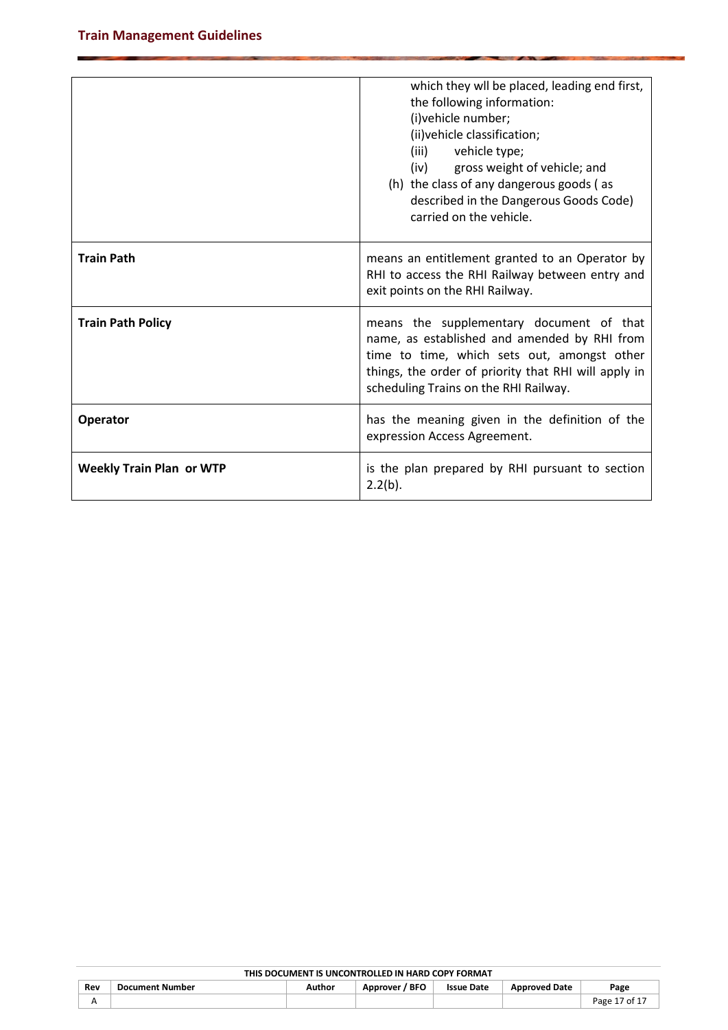| | |
|---|---|
| | which they wll be placed, leading end first, the following information:<br>(i)vehicle number;<br>(ii)vehicle classification;<br>(iii) vehicle type;<br>(iv) gross weight of vehicle; and<br>(h) the class of any dangerous goods ( as described in the Dangerous Goods Code) carried on the vehicle. |
| **Train Path** | means an entitlement granted to an Operator by RHI to access the RHI Railway between entry and exit points on the RHI Railway. |
| **Train Path Policy** | means the supplementary document of that name, as established and amended by RHI from time to time, which sets out, amongst other things, the order of priority that RHI will apply in scheduling Trains on the RHI Railway. |
| **Operator** | has the meaning given in the definition of the expression Access Agreement. |
| **Weekly Train Plan or WTP** | is the plan prepared by RHI pursuant to section 2.2(b). |